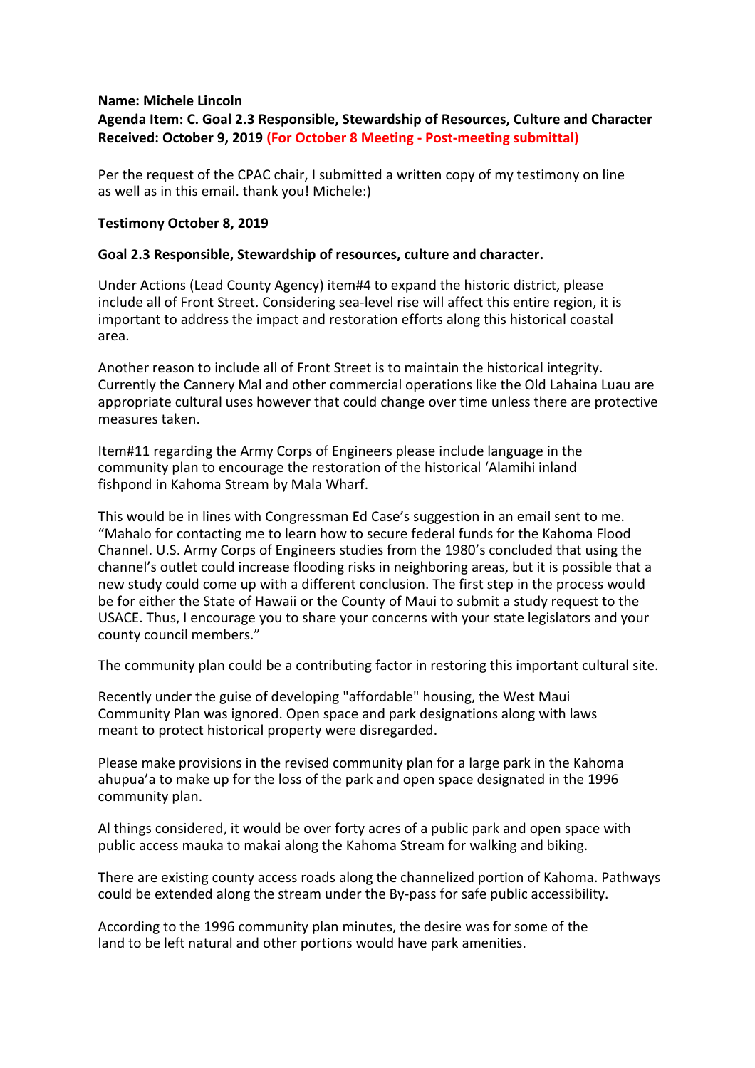**Name: Michele Lincoln**
**Agenda Item: C. Goal 2.3 Responsible, Stewardship of Resources, Culture and Character**
**Received: October 9, 2019 (For October 8 Meeting - Post-meeting submittal)**

Per the request of the CPAC chair, I submitted a written copy of my testimony on line as well as in this email. thank you! Michele:)

**Testimony October 8, 2019**

**Goal 2.3 Responsible, Stewardship of resources, culture and character.**

Under Actions (Lead County Agency) item#4 to expand the historic district, please include all of Front Street. Considering sea-level rise will affect this entire region, it is important to address the impact and restoration efforts along this historical coastal area.

Another reason to include all of Front Street is to maintain the historical integrity. Currently the Cannery Mal and other commercial operations like the Old Lahaina Luau are appropriate cultural uses however that could change over time unless there are protective measures taken.

Item#11 regarding the Army Corps of Engineers please include language in the community plan to encourage the restoration of the historical 'Alamihi inland fishpond in Kahoma Stream by Mala Wharf.

This would be in lines with Congressman Ed Case's suggestion in an email sent to me. "Mahalo for contacting me to learn how to secure federal funds for the Kahoma Flood Channel. U.S. Army Corps of Engineers studies from the 1980's concluded that using the channel's outlet could increase flooding risks in neighboring areas, but it is possible that a new study could come up with a different conclusion. The first step in the process would be for either the State of Hawaii or the County of Maui to submit a study request to the USACE. Thus, I encourage you to share your concerns with your state legislators and your county council members."

The community plan could be a contributing factor in restoring this important cultural site.

Recently under the guise of developing "affordable" housing, the West Maui Community Plan was ignored. Open space and park designations along with laws meant to protect historical property were disregarded.

Please make provisions in the revised community plan for a large park in the Kahoma ahupua'a to make up for the loss of the park and open space designated in the 1996 community plan.

Al things considered, it would be over forty acres of a public park and open space with public access mauka to makai along the Kahoma Stream for walking and biking.

There are existing county access roads along the channelized portion of Kahoma. Pathways could be extended along the stream under the By-pass for safe public accessibility.

According to the 1996 community plan minutes, the desire was for some of the land to be left natural and other portions would have park amenities.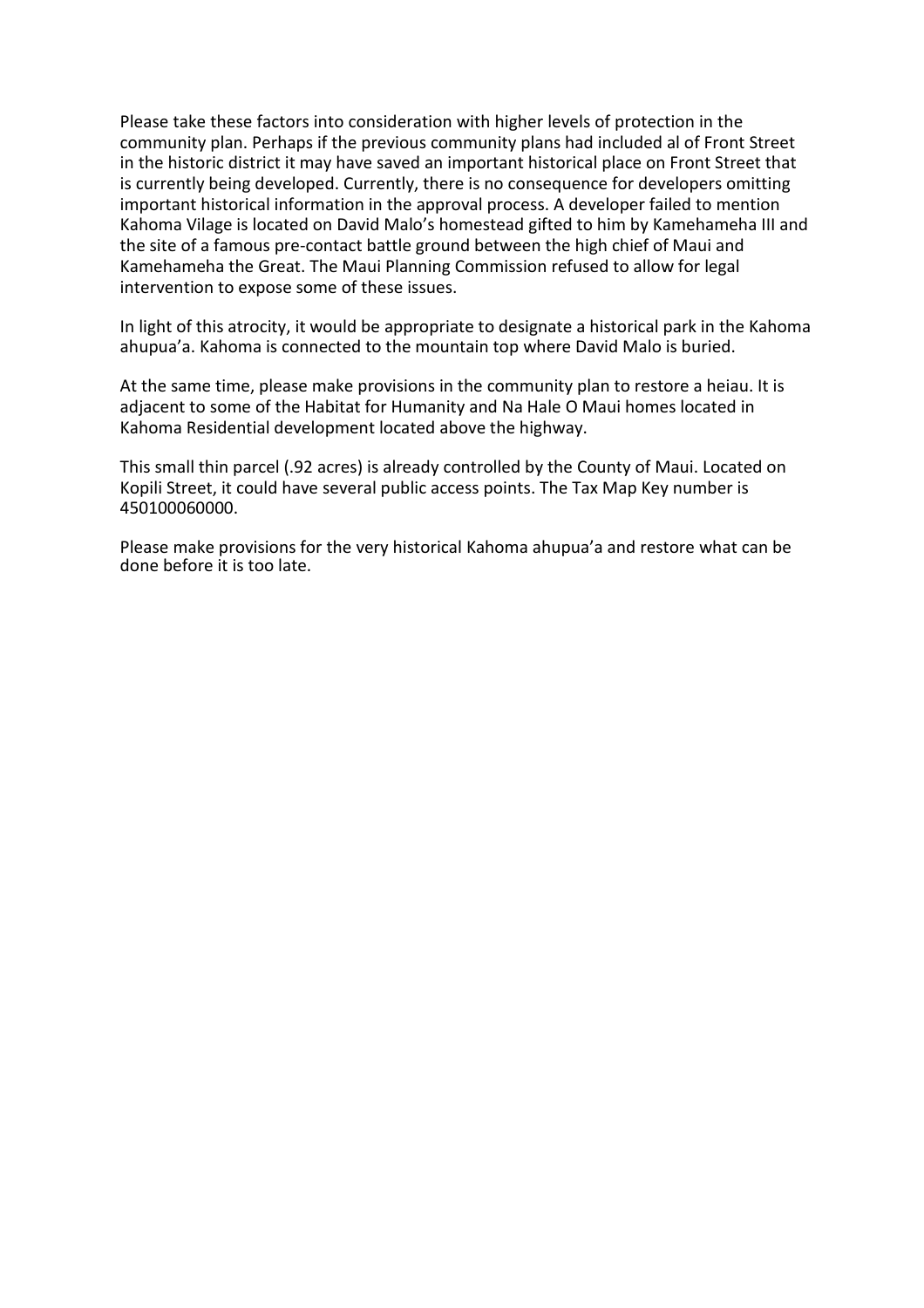Please take these factors into consideration with higher levels of protection in the community plan. Perhaps if the previous community plans had included al of Front Street in the historic district it may have saved an important historical place on Front Street that is currently being developed. Currently, there is no consequence for developers omitting important historical information in the approval process. A developer failed to mention Kahoma Vilage is located on David Malo's homestead gifted to him by Kamehameha III and the site of a famous pre-contact battle ground between the high chief of Maui and Kamehameha the Great. The Maui Planning Commission refused to allow for legal intervention to expose some of these issues.

In light of this atrocity, it would be appropriate to designate a historical park in the Kahoma ahupua'a. Kahoma is connected to the mountain top where David Malo is buried.

At the same time, please make provisions in the community plan to restore a heiau. It is adjacent to some of the Habitat for Humanity and Na Hale O Maui homes located in Kahoma Residential development located above the highway.

This small thin parcel (.92 acres) is already controlled by the County of Maui. Located on Kopili Street, it could have several public access points. The Tax Map Key number is 450100060000.

Please make provisions for the very historical Kahoma ahupua'a and restore what can be done before it is too late.